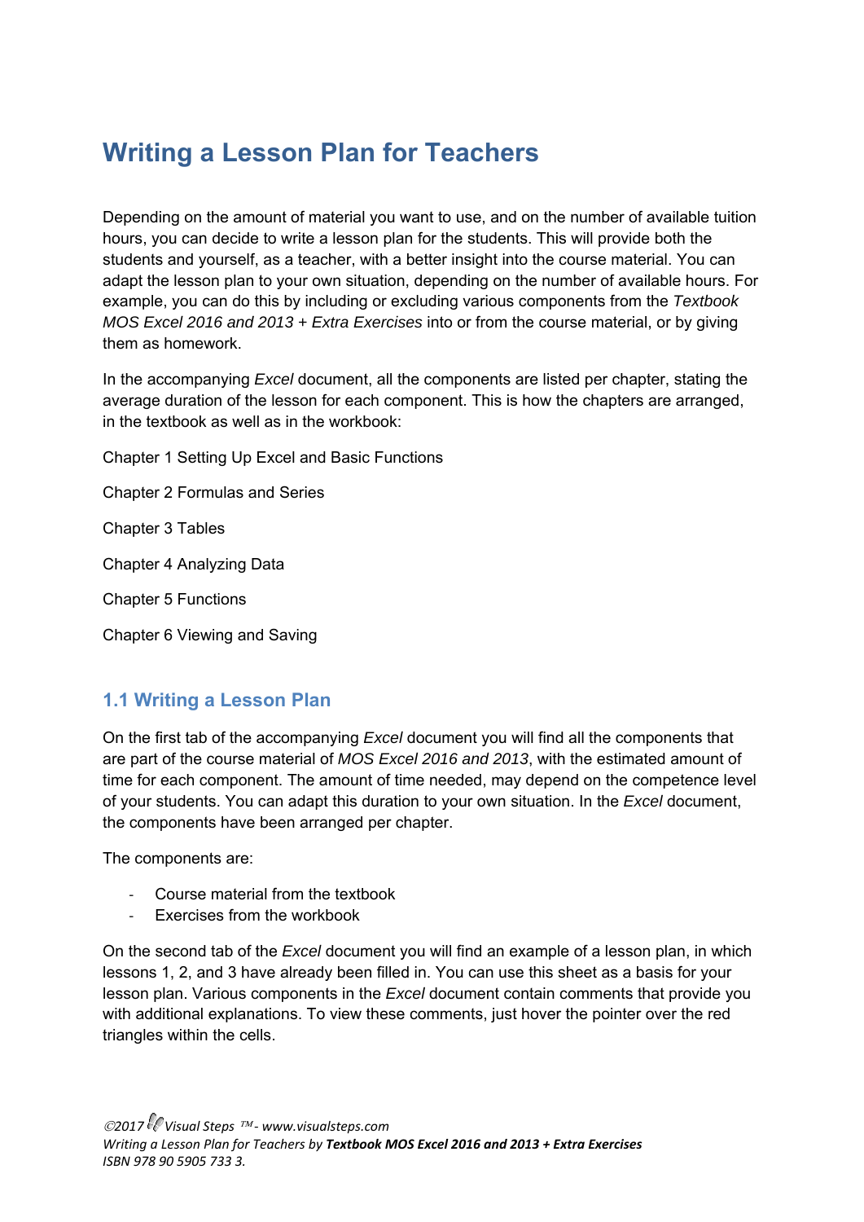# Writing a Lesson Plan for Teachers

Depending on the amount of material you want to use, and on the number of available tuition hours, you can decide to write a lesson plan for the students. This will provide both the students and yourself, as a teacher, with a better insight into the course material. You can adapt the lesson plan to your own situation, depending on the number of available hours. For example, you can do this by including or excluding various components from the *Textbook MOS Excel 2016 and 2013 + Extra Exercises* into or from the course material, or by giving them as homework.

In the accompanying *Excel* document, all the components are listed per chapter, stating the average duration of the lesson for each component. This is how the chapters are arranged, in the textbook as well as in the workbook:

Chapter 1 Setting Up Excel and Basic Functions

Chapter 2 Formulas and Series

Chapter 3 Tables

Chapter 4 Analyzing Data

Chapter 5 Functions

Chapter 6 Viewing and Saving

## 1.1 Writing a Lesson Plan

On the first tab of the accompanying *Excel* document you will find all the components that are part of the course material of *MOS Excel 2016 and 2013*, with the estimated amount of time for each component. The amount of time needed, may depend on the competence level of your students. You can adapt this duration to your own situation. In the *Excel* document, the components have been arranged per chapter.

The components are:

- Course material from the textbook
- Exercises from the workbook

On the second tab of the *Excel* document you will find an example of a lesson plan, in which lessons 1, 2, and 3 have already been filled in. You can use this sheet as a basis for your lesson plan. Various components in the *Excel* document contain comments that provide you with additional explanations. To view these comments, just hover the pointer over the red triangles within the cells.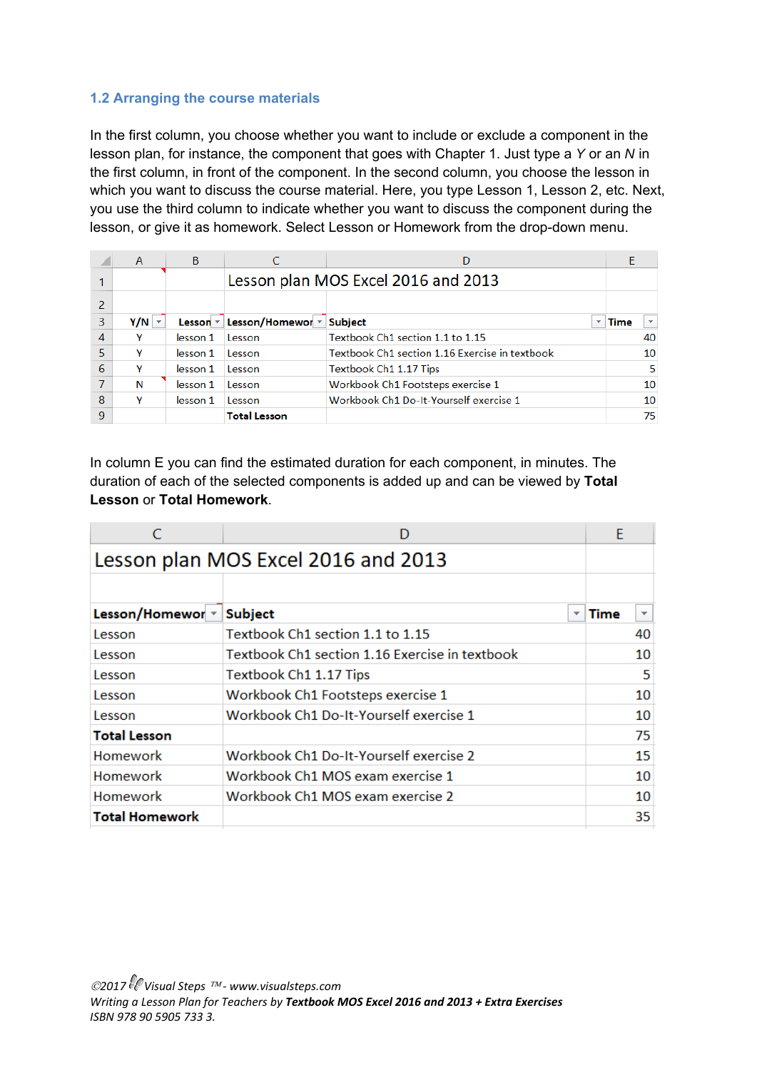### 1.2 Arranging the course materials

In the first column, you choose whether you want to include or exclude a component in the lesson plan, for instance, the component that goes with Chapter 1. Just type a *Y* or an *N* in the first column, in front of the component. In the second column, you choose the lesson in which you want to discuss the course material. Here, you type Lesson 1, Lesson 2, etc. Next, you use the third column to indicate whether you want to discuss the component during the lesson, or give it as homework. Select Lesson or Homework from the drop-down menu.

| | A | B | C | D | E |
|---|---|---|---|---|---|
| 1 | | | Lesson plan MOS Excel 2016 and 2013 | | |
| 2 | | | | | |
| 3 | **Y/N** | **Lesson** | **Lesson/Homewor** | **Subject** | **Time** |
| 4 | Y | lesson 1 | Lesson | Textbook Ch1 section 1.1 to 1.15 | 40 |
| 5 | Y | lesson 1 | Lesson | Textbook Ch1 section 1.16 Exercise in textbook | 10 |
| 6 | Y | lesson 1 | Lesson | Textbook Ch1 1.17 Tips | 5 |
| 7 | N | lesson 1 | Lesson | Workbook Ch1 Footsteps exercise 1 | 10 |
| 8 | Y | lesson 1 | Lesson | Workbook Ch1 Do-It-Yourself exercise 1 | 10 |
| 9 | | | **Total Lesson** | | 75 |

In column E you can find the estimated duration for each component, in minutes. The duration of each of the selected components is added up and can be viewed by **Total Lesson** or **Total Homework**.

| C | D | E |
|---|---|---|
| Lesson plan MOS Excel 2016 and 2013 | | |
| | | |
| **Lesson/Homewor** | **Subject** | **Time** |
| Lesson | Textbook Ch1 section 1.1 to 1.15 | 40 |
| Lesson | Textbook Ch1 section 1.16 Exercise in textbook | 10 |
| Lesson | Textbook Ch1 1.17 Tips | 5 |
| Lesson | Workbook Ch1 Footsteps exercise 1 | 10 |
| Lesson | Workbook Ch1 Do-It-Yourself exercise 1 | 10 |
| **Total Lesson** | | 75 |
| Homework | Workbook Ch1 Do-It-Yourself exercise 2 | 15 |
| Homework | Workbook Ch1 MOS exam exercise 1 | 10 |
| Homework | Workbook Ch1 MOS exam exercise 2 | 10 |
| **Total Homework** | | 35 |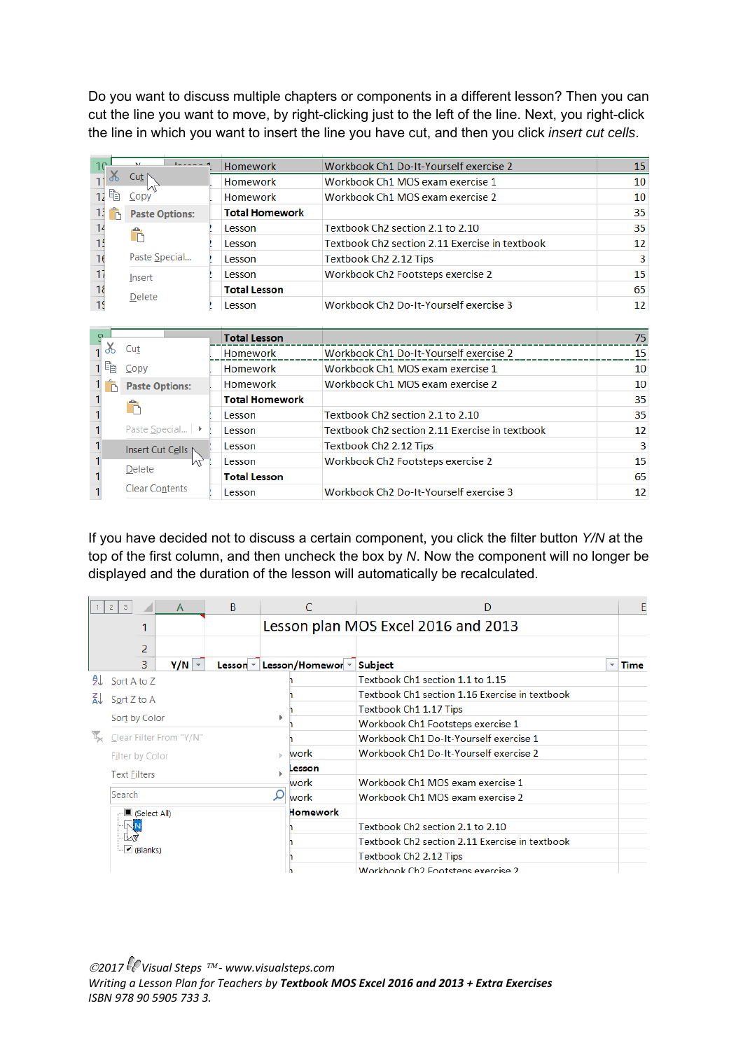Do you want to discuss multiple chapters or components in a different lesson? Then you can cut the line you want to move, by right-clicking just to the left of the line. Next, you right-click the line in which you want to insert the line you have cut, and then you click *insert cut cells*.

| Homework | Workbook Ch1 Do-It-Yourself exercise 2 | 15 |
|---|---|---|
| Homework | Workbook Ch1 MOS exam exercise 1 | 10 |
| Homework | Workbook Ch1 MOS exam exercise 2 | 10 |
| **Total Homework** | | 35 |
| Lesson | Textbook Ch2 section 2.1 to 2.10 | 35 |
| Lesson | Textbook Ch2 section 2.11 Exercise in textbook | 12 |
| Lesson | Textbook Ch2 2.12 Tips | 3 |
| Lesson | Workbook Ch2 Footsteps exercise 2 | 15 |
| **Total Lesson** | | 65 |
| Lesson | Workbook Ch2 Do-It-Yourself exercise 3 | 12 |

| **Total Lesson** | | 75 |
|---|---|---|
| Homework | Workbook Ch1 Do-It-Yourself exercise 2 | 15 |
| Homework | Workbook Ch1 MOS exam exercise 1 | 10 |
| Homework | Workbook Ch1 MOS exam exercise 2 | 10 |
| **Total Homework** | | 35 |
| Lesson | Textbook Ch2 section 2.1 to 2.10 | 35 |
| Lesson | Textbook Ch2 section 2.11 Exercise in textbook | 12 |
| Lesson | Textbook Ch2 2.12 Tips | 3 |
| Lesson | Workbook Ch2 Footsteps exercise 2 | 15 |
| **Total Lesson** | | 65 |
| Lesson | Workbook Ch2 Do-It-Yourself exercise 3 | 12 |

If you have decided not to discuss a certain component, you click the filter button *Y/N* at the top of the first column, and then uncheck the box by *N*. Now the component will no longer be displayed and the duration of the lesson will automatically be recalculated.

Lesson plan MOS Excel 2016 and 2013

| Y/N | Lesson | Lesson/Homework | Subject | Time |
|---|---|---|---|---|
| | | | Textbook Ch1 section 1.1 to 1.15 | |
| | | | Textbook Ch1 section 1.16 Exercise in textbook | |
| | | | Textbook Ch1 1.17 Tips | |
| | | | Workbook Ch1 Footsteps exercise 1 | |
| | | | Workbook Ch1 Do-It-Yourself exercise 1 | |
| | | work | Workbook Ch1 Do-It-Yourself exercise 2 | |
| | | **Lesson** | | |
| | | work | Workbook Ch1 MOS exam exercise 1 | |
| | | work | Workbook Ch1 MOS exam exercise 2 | |
| | | **Homework** | | |
| | | | Textbook Ch2 section 2.1 to 2.10 | |
| | | | Textbook Ch2 section 2.11 Exercise in textbook | |
| | | | Textbook Ch2 2.12 Tips | |
| | | | Workbook Ch2 Footsteps exercise 2 | |

©2017 Visual Steps ™ - www.visualsteps.com
*Writing a Lesson Plan for Teachers by* ***Textbook MOS Excel 2016 and 2013 + Extra Exercises***
*ISBN 978 90 5905 733 3.*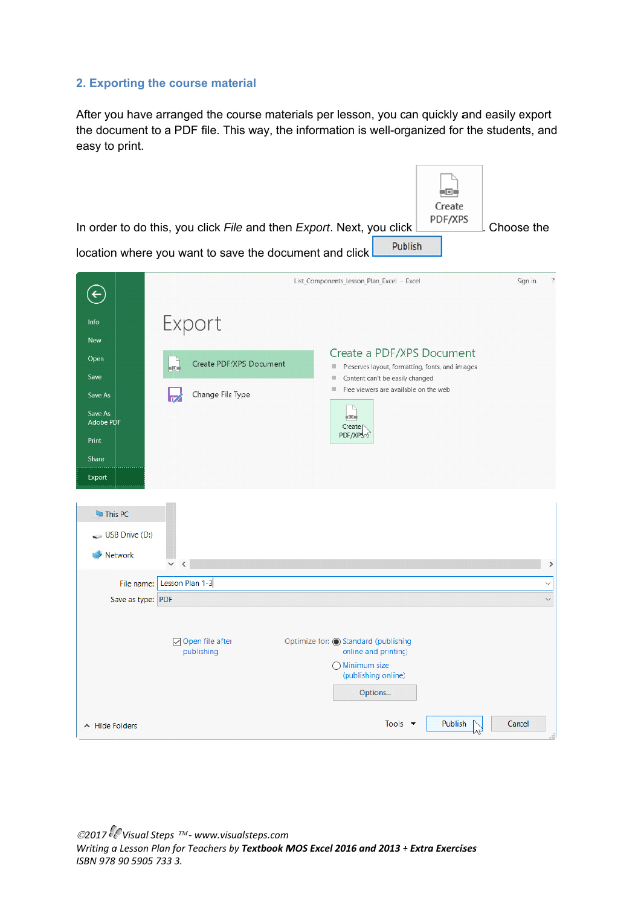## 2. Exporting the course material

After you have arranged the course materials per lesson, you can quickly and easily export the document to a PDF file. This way, the information is well-organized for the students, and easy to print.

In order to do this, you click *File* and then *Export*. Next, you click Create PDF/XPS. Choose the location where you want to save the document and click Publish

©2017 Visual Steps ™ - www.visualsteps.com
*Writing a Lesson Plan for Teachers by* ***Textbook MOS Excel 2016 and 2013 + Extra Exercises***
*ISBN 978 90 5905 733 3.*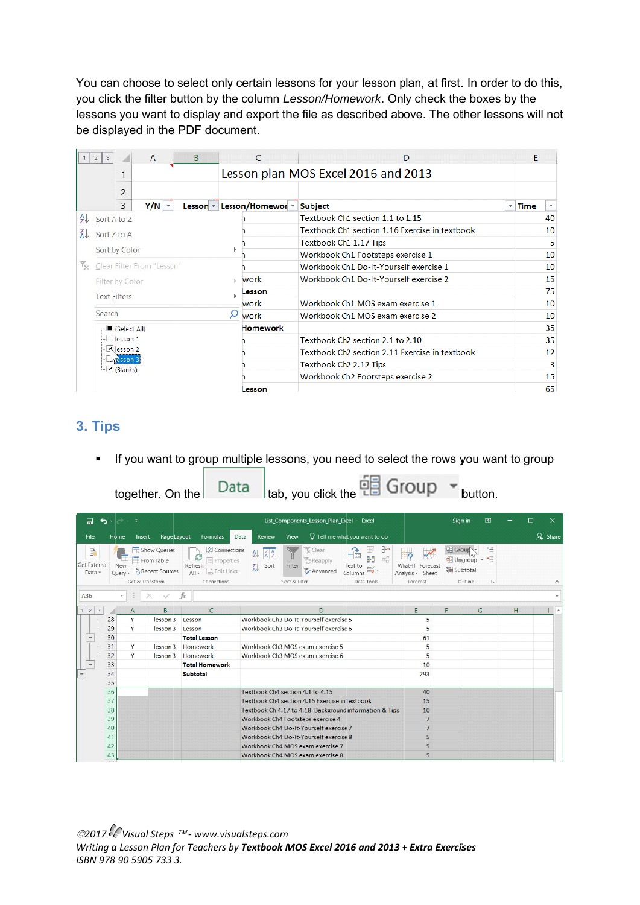You can choose to select only certain lessons for your lesson plan, at first. In order to do this, you click the filter button by the column *Lesson/Homework*. Only check the boxes by the lessons you want to display and export the file as described above. The other lessons will not be displayed in the PDF document.

## 3. Tips

- If you want to group multiple lessons, you need to select the rows you want to group together. On the Data tab, you click the Group button.

©2017 Visual Steps ™ - www.visualsteps.com
*Writing a Lesson Plan for Teachers by* ***Textbook MOS Excel 2016 and 2013 + Extra Exercises***
*ISBN 978 90 5905 733 3.*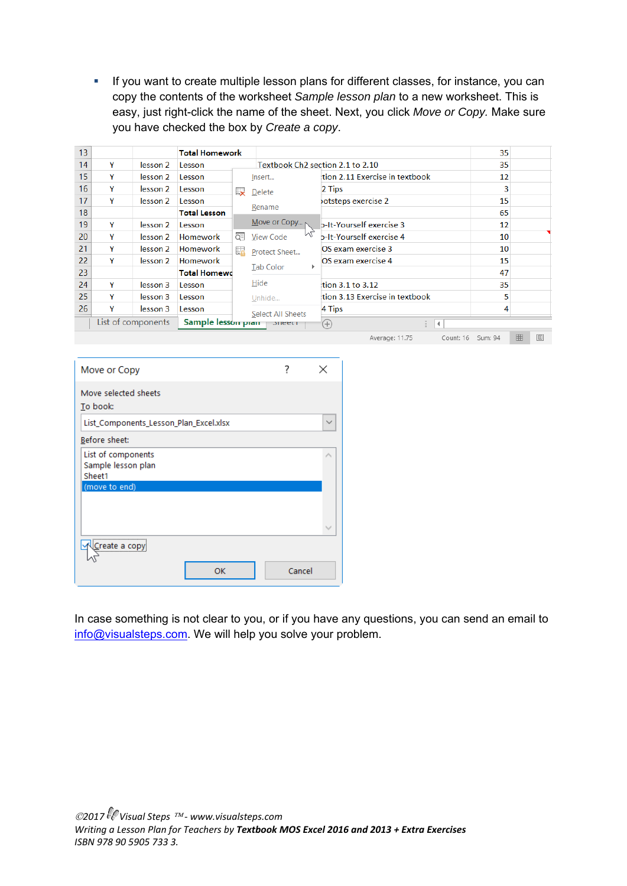- If you want to create multiple lesson plans for different classes, for instance, you can copy the contents of the worksheet *Sample lesson plan* to a new worksheet. This is easy, just right-click the name of the sheet. Next, you click *Move or Copy*. Make sure you have checked the box by *Create a copy*.

In case something is not clear to you, or if you have any questions, you can send an email to [info@visualsteps.com](mailto:info@visualsteps.com). We will help you solve your problem.

*©2017 Visual Steps ™ - www.visualsteps.com*
*Writing a Lesson Plan for Teachers by* ***Textbook MOS Excel 2016 and 2013 + Extra Exercises***
*ISBN 978 90 5905 733 3.*